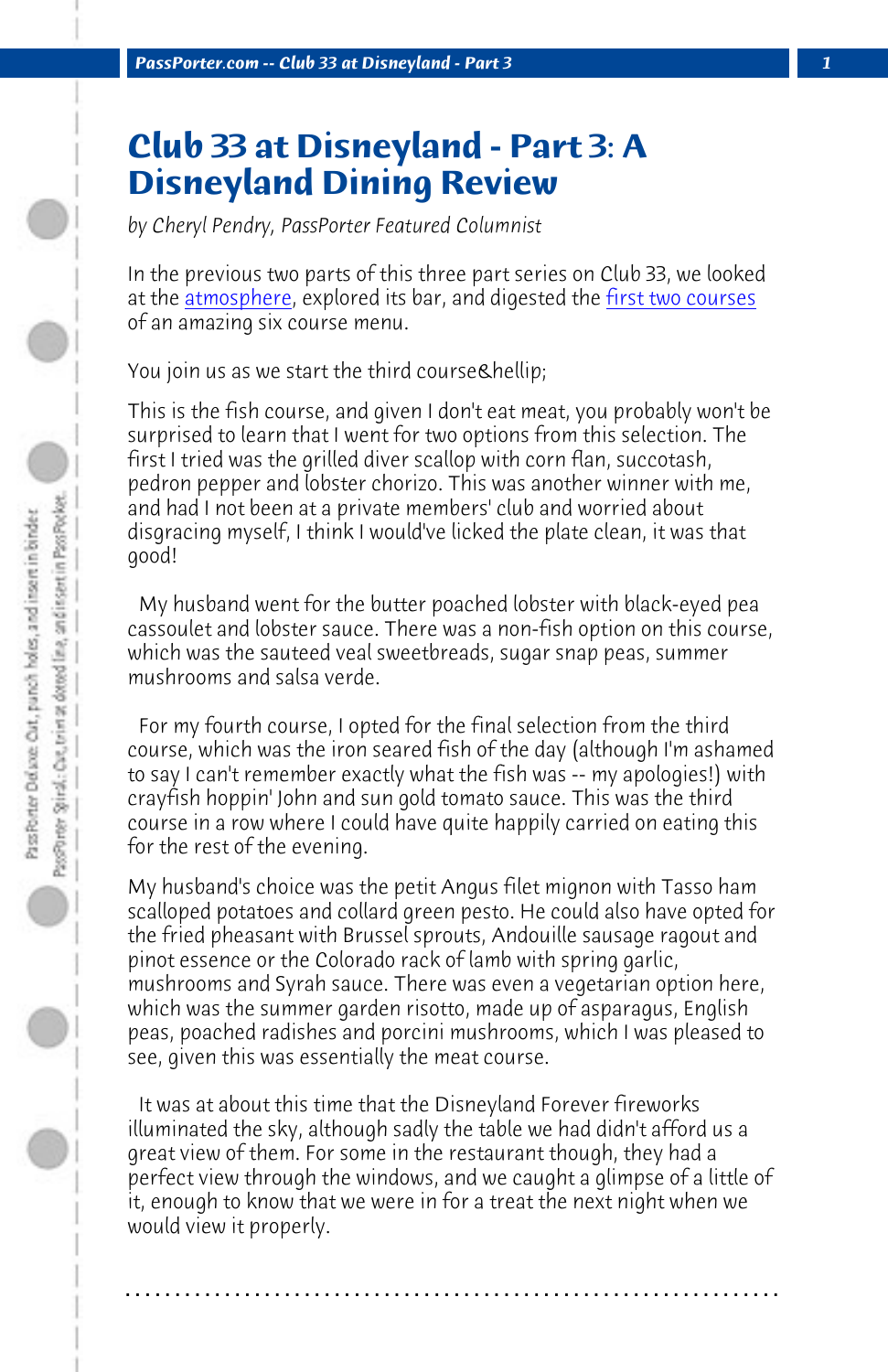# Club 33 at Disneyland - Part 3: A Disneyland Dining Review

*by Cheryl Pendry, PassPorter Featured Columnist*

In the previous two parts of this three part series on Club 33, we looked at the atmosphere, explored its bar, and digested the first two courses of an amazing six course menu.

You join us as we start the third course&hellip;

This is the fish course, and given I don't eat meat, you probably won't be surprised to learn that I went for two options from this selection. The first I tried was the grilled diver scallop with corn flan, succotash, pedron pepper and lobster chorizo. This was another winner with me, and had I not been at a private members' club and worried about disgracing myself, I think I would've licked the plate clean, it was that good!

My husband went for the butter poached lobster with black-eyed pea cassoulet and lobster sauce. There was a non-fish option on this course, which was the sauteed veal sweetbreads, sugar snap peas, summer mushrooms and salsa verde.

For my fourth course, I opted for the final selection from the third course, which was the iron seared fish of the day (although I'm ashamed to say I can't remember exactly what the fish was -- my apologies!) with crayfish hoppin' John and sun gold tomato sauce. This was the third course in a row where I could have quite happily carried on eating this for the rest of the evening.

My husband's choice was the petit Angus filet mignon with Tasso ham scalloped potatoes and collard green pesto. He could also have opted for the fried pheasant with Brussel sprouts, Andouille sausage ragout and pinot essence or the Colorado rack of lamb with spring garlic, mushrooms and Syrah sauce. There was even a vegetarian option here, which was the summer garden risotto, made up of asparagus, English peas, poached radishes and porcini mushrooms, which I was pleased to see, given this was essentially the meat course.

It was at about this time that the Disneyland Forever fireworks illuminated the sky, although sadly the table we had didn't afford us a great view of them. For some in the restaurant though, they had a perfect view through the windows, and we caught a glimpse of a little of it, enough to know that we were in for a treat the next night when we would view it properly.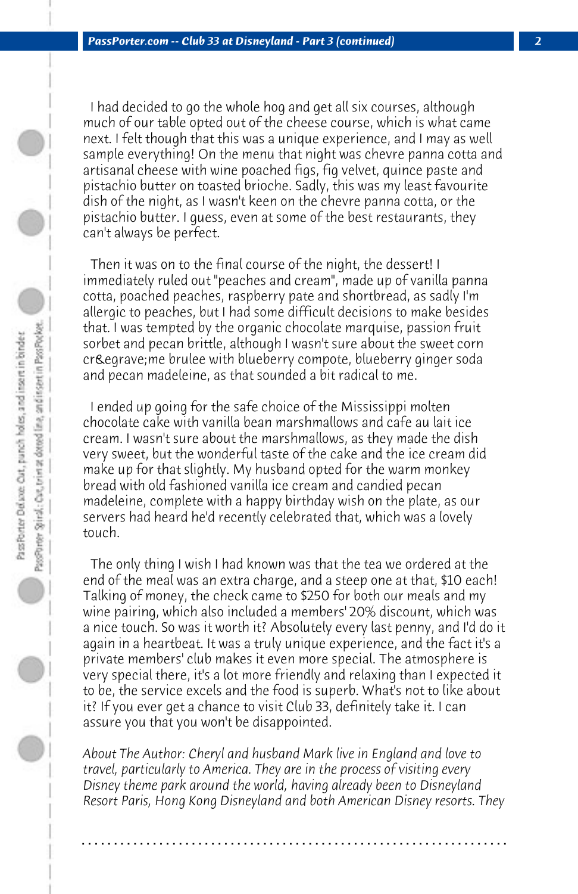I had decided to go the whole hog and get all six courses, although much of our table opted out of the cheese course, which is what came next. I felt though that this was a unique experience, and I may as well sample everything! On the menu that night was chevre panna cotta and artisanal cheese with wine poached figs, fig velvet, quince paste and pistachio butter on toasted brioche. Sadly, this was my least favourite dish of the night, as I wasn't keen on the chevre panna cotta, or the pistachio butter. I guess, even at some of the best restaurants, they can't always be perfect.

Then it was on to the final course of the night, the dessert! I immediately ruled out "peaches and cream", made up of vanilla panna cotta, poached peaches, raspberry pate and shortbread, as sadly I'm allergic to peaches, but I had some difficult decisions to make besides that. I was tempted by the organic chocolate marquise, passion fruit sorbet and pecan brittle, although I wasn't sure about the sweet corn cr&egrave;me brulee with blueberry compote, blueberry ginger soda and pecan madeleine, as that sounded a bit radical to me.

I ended up going for the safe choice of the Mississippi molten chocolate cake with vanilla bean marshmallows and cafe au lait ice cream. I wasn't sure about the marshmallows, as they made the dish very sweet, but the wonderful taste of the cake and the ice cream did make up for that slightly. My husband opted for the warm monkey bread with old fashioned vanilla ice cream and candied pecan madeleine, complete with a happy birthday wish on the plate, as our servers had heard he'd recently celebrated that, which was a lovely touch.

The only thing I wish I had known was that the tea we ordered at the end of the meal was an extra charge, and a steep one at that, $10 each! Talking of money, the check came to $250 for both our meals and my wine pairing, which also included a members' 20% discount, which was a nice touch. So was it worth it? Absolutely every last penny, and I'd do it again in a heartbeat. It was a truly unique experience, and the fact it's a private members' club makes it even more special. The atmosphere is very special there, it's a lot more friendly and relaxing than I expected it to be, the service excels and the food is superb. What's not to like about it? If you ever get a chance to visit Club 33, definitely take it. I can assure you that you won't be disappointed.

*About The Author: Cheryl and husband Mark live in England and love to travel, particularly to America. They are in the process of visiting every Disney theme park around the world, having already been to Disneyland Resort Paris, Hong Kong Disneyland and both American Disney resorts. They*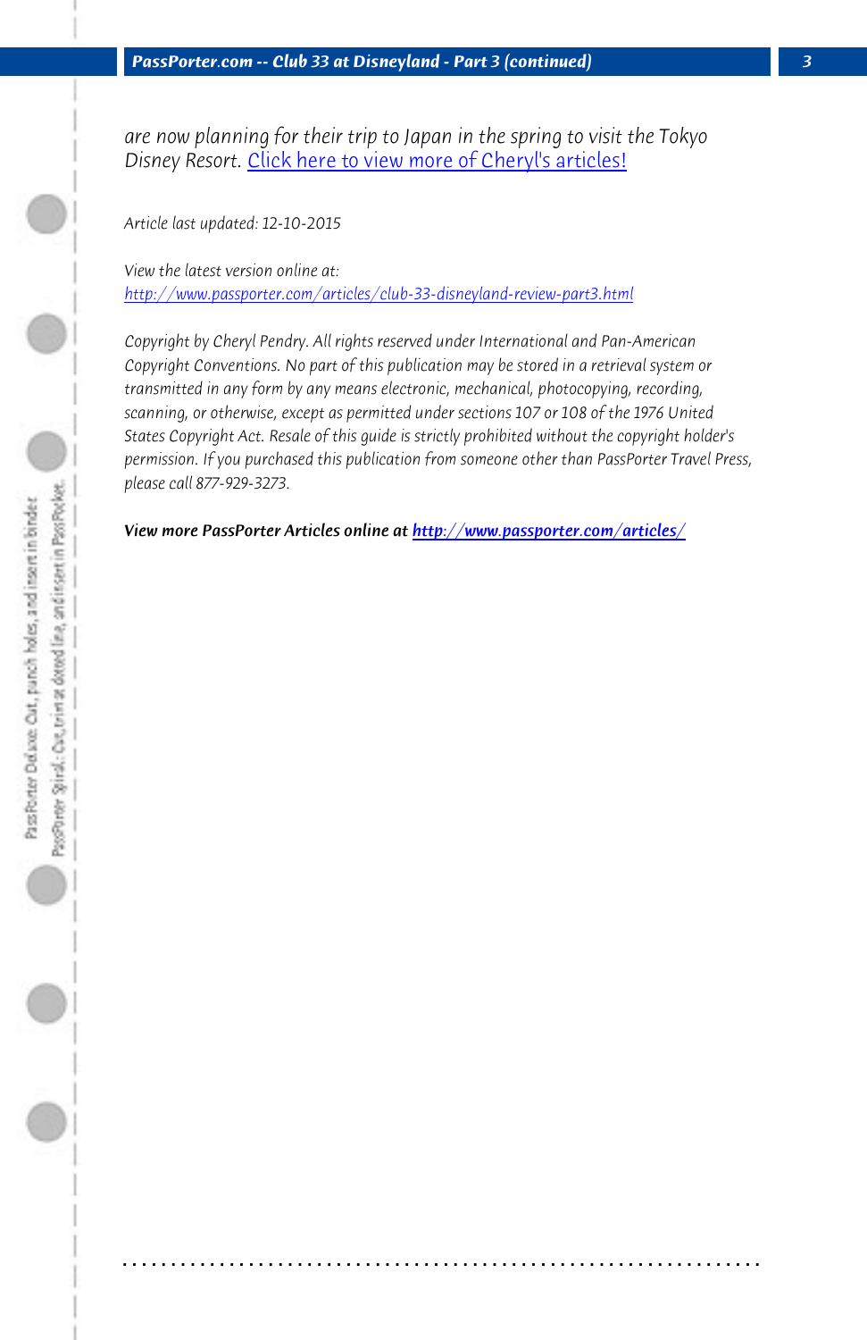*are now planning for their trip to Japan in the spring to visit the Tokyo Disney Resort.* [Click here to view more of Cheryl's articles!]

*Article last updated: 12-10-2015*

*View the latest version online at:*
*http://www.passporter.com/articles/club-33-disneyland-review-part3.html*

*Copyright by Cheryl Pendry. All rights reserved under International and Pan-American Copyright Conventions. No part of this publication may be stored in a retrieval system or transmitted in any form by any means electronic, mechanical, photocopying, recording, scanning, or otherwise, except as permitted under sections 107 or 108 of the 1976 United States Copyright Act. Resale of this guide is strictly prohibited without the copyright holder's permission. If you purchased this publication from someone other than PassPorter Travel Press, please call 877-929-3273.*

***View more PassPorter Articles online at http://www.passporter.com/articles/***